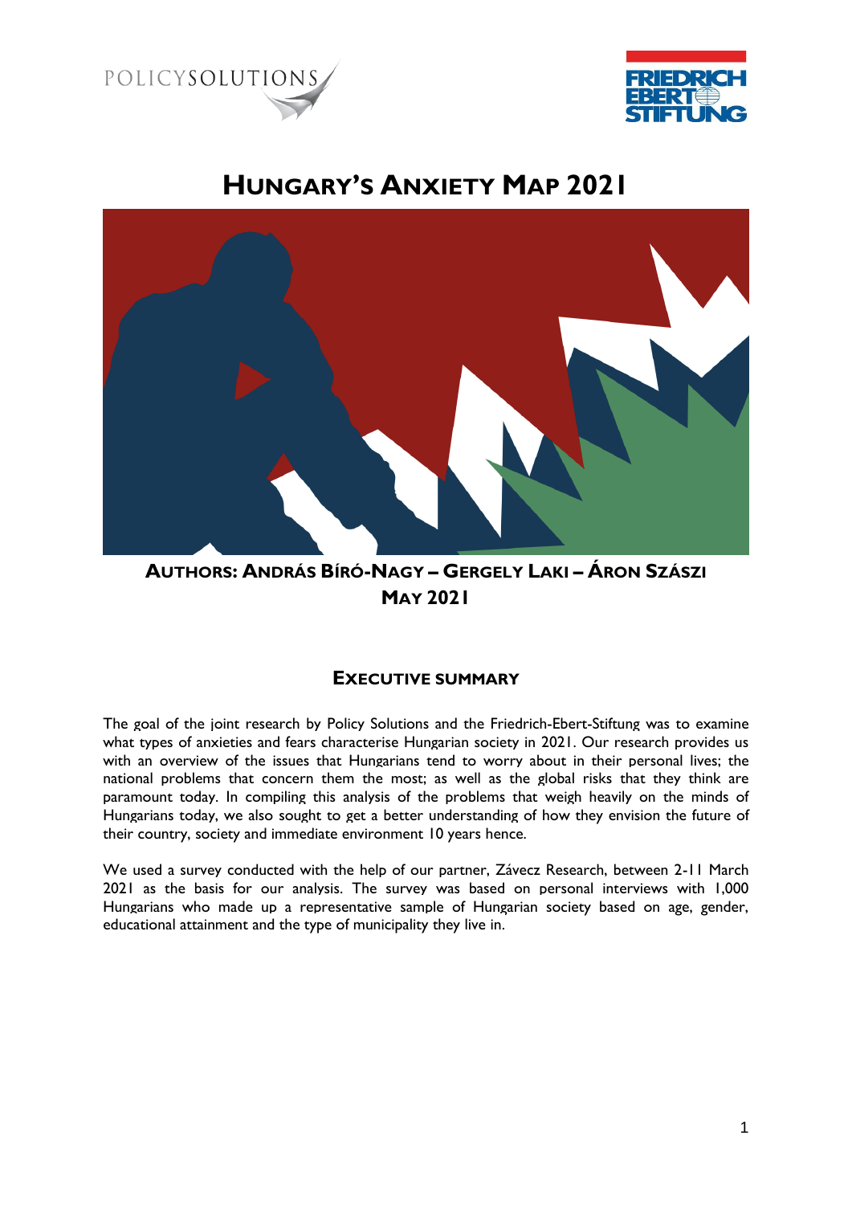# HUNGARY'S ANXIETY MAP 2021

**AUTHORS: ANDRÁS BÍRÓ-NAGY – GERGELY LAKI – ÁRON SZÁSZI**

**MAY 2021**

## EXECUTIVE SUMMARY

The goal of the joint research by Policy Solutions and the Friedrich-Ebert-Stiftung was to examine what types of anxieties and fears characterise Hungarian society in 2021. Our research provides us with an overview of the issues that Hungarians tend to worry about in their personal lives; the national problems that concern them the most; as well as the global risks that they think are paramount today. In compiling this analysis of the problems that weigh heavily on the minds of Hungarians today, we also sought to get a better understanding of how they envision the future of their country, society and immediate environment 10 years hence.

We used a survey conducted with the help of our partner, Závecz Research, between 2-11 March 2021 as the basis for our analysis. The survey was based on personal interviews with 1,000 Hungarians who made up a representative sample of Hungarian society based on age, gender, educational attainment and the type of municipality they live in.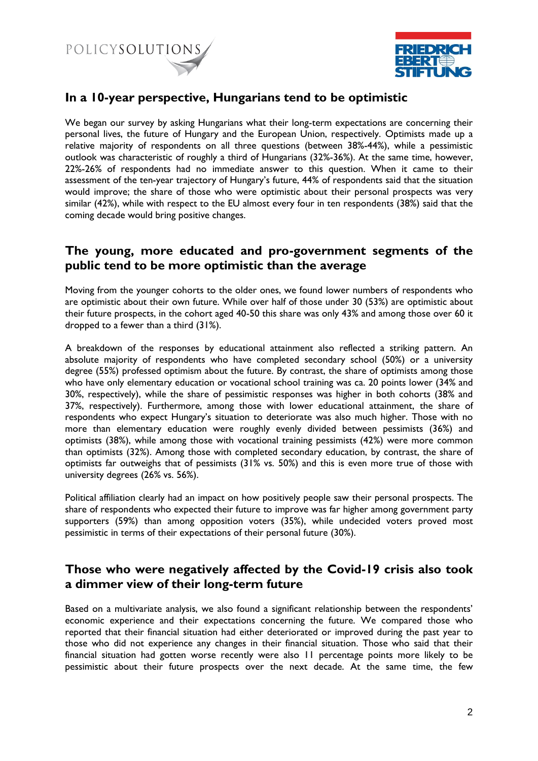## In a 10-year perspective, Hungarians tend to be optimistic

We began our survey by asking Hungarians what their long-term expectations are concerning their personal lives, the future of Hungary and the European Union, respectively. Optimists made up a relative majority of respondents on all three questions (between 38%-44%), while a pessimistic outlook was characteristic of roughly a third of Hungarians (32%-36%). At the same time, however, 22%-26% of respondents had no immediate answer to this question. When it came to their assessment of the ten-year trajectory of Hungary's future, 44% of respondents said that the situation would improve; the share of those who were optimistic about their personal prospects was very similar (42%), while with respect to the EU almost every four in ten respondents (38%) said that the coming decade would bring positive changes.

## The young, more educated and pro-government segments of the public tend to be more optimistic than the average

Moving from the younger cohorts to the older ones, we found lower numbers of respondents who are optimistic about their own future. While over half of those under 30 (53%) are optimistic about their future prospects, in the cohort aged 40-50 this share was only 43% and among those over 60 it dropped to a fewer than a third (31%).

A breakdown of the responses by educational attainment also reflected a striking pattern. An absolute majority of respondents who have completed secondary school (50%) or a university degree (55%) professed optimism about the future. By contrast, the share of optimists among those who have only elementary education or vocational school training was ca. 20 points lower (34% and 30%, respectively), while the share of pessimistic responses was higher in both cohorts (38% and 37%, respectively). Furthermore, among those with lower educational attainment, the share of respondents who expect Hungary's situation to deteriorate was also much higher. Those with no more than elementary education were roughly evenly divided between pessimists (36%) and optimists (38%), while among those with vocational training pessimists (42%) were more common than optimists (32%). Among those with completed secondary education, by contrast, the share of optimists far outweighs that of pessimists (31% vs. 50%) and this is even more true of those with university degrees (26% vs. 56%).

Political affiliation clearly had an impact on how positively people saw their personal prospects. The share of respondents who expected their future to improve was far higher among government party supporters (59%) than among opposition voters (35%), while undecided voters proved most pessimistic in terms of their expectations of their personal future (30%).

## Those who were negatively affected by the Covid-19 crisis also took a dimmer view of their long-term future

Based on a multivariate analysis, we also found a significant relationship between the respondents' economic experience and their expectations concerning the future. We compared those who reported that their financial situation had either deteriorated or improved during the past year to those who did not experience any changes in their financial situation. Those who said that their financial situation had gotten worse recently were also 11 percentage points more likely to be pessimistic about their future prospects over the next decade. At the same time, the few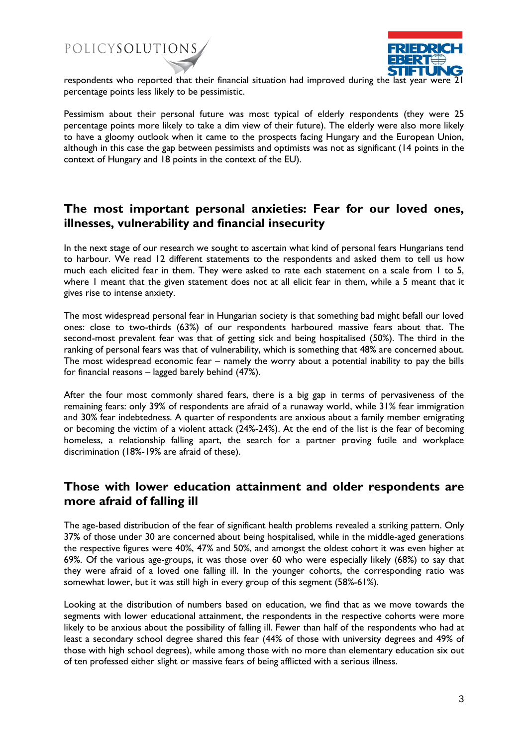respondents who reported that their financial situation had improved during the last year were 21 percentage points less likely to be pessimistic.

Pessimism about their personal future was most typical of elderly respondents (they were 25 percentage points more likely to take a dim view of their future). The elderly were also more likely to have a gloomy outlook when it came to the prospects facing Hungary and the European Union, although in this case the gap between pessimists and optimists was not as significant (14 points in the context of Hungary and 18 points in the context of the EU).

## The most important personal anxieties: Fear for our loved ones, illnesses, vulnerability and financial insecurity

In the next stage of our research we sought to ascertain what kind of personal fears Hungarians tend to harbour. We read 12 different statements to the respondents and asked them to tell us how much each elicited fear in them. They were asked to rate each statement on a scale from 1 to 5, where 1 meant that the given statement does not at all elicit fear in them, while a 5 meant that it gives rise to intense anxiety.

The most widespread personal fear in Hungarian society is that something bad might befall our loved ones: close to two-thirds (63%) of our respondents harboured massive fears about that. The second-most prevalent fear was that of getting sick and being hospitalised (50%). The third in the ranking of personal fears was that of vulnerability, which is something that 48% are concerned about. The most widespread economic fear – namely the worry about a potential inability to pay the bills for financial reasons – lagged barely behind (47%).

After the four most commonly shared fears, there is a big gap in terms of pervasiveness of the remaining fears: only 39% of respondents are afraid of a runaway world, while 31% fear immigration and 30% fear indebtedness. A quarter of respondents are anxious about a family member emigrating or becoming the victim of a violent attack (24%-24%). At the end of the list is the fear of becoming homeless, a relationship falling apart, the search for a partner proving futile and workplace discrimination (18%-19% are afraid of these).

## Those with lower education attainment and older respondents are more afraid of falling ill

The age-based distribution of the fear of significant health problems revealed a striking pattern. Only 37% of those under 30 are concerned about being hospitalised, while in the middle-aged generations the respective figures were 40%, 47% and 50%, and amongst the oldest cohort it was even higher at 69%. Of the various age-groups, it was those over 60 who were especially likely (68%) to say that they were afraid of a loved one falling ill. In the younger cohorts, the corresponding ratio was somewhat lower, but it was still high in every group of this segment (58%-61%).

Looking at the distribution of numbers based on education, we find that as we move towards the segments with lower educational attainment, the respondents in the respective cohorts were more likely to be anxious about the possibility of falling ill. Fewer than half of the respondents who had at least a secondary school degree shared this fear (44% of those with university degrees and 49% of those with high school degrees), while among those with no more than elementary education six out of ten professed either slight or massive fears of being afflicted with a serious illness.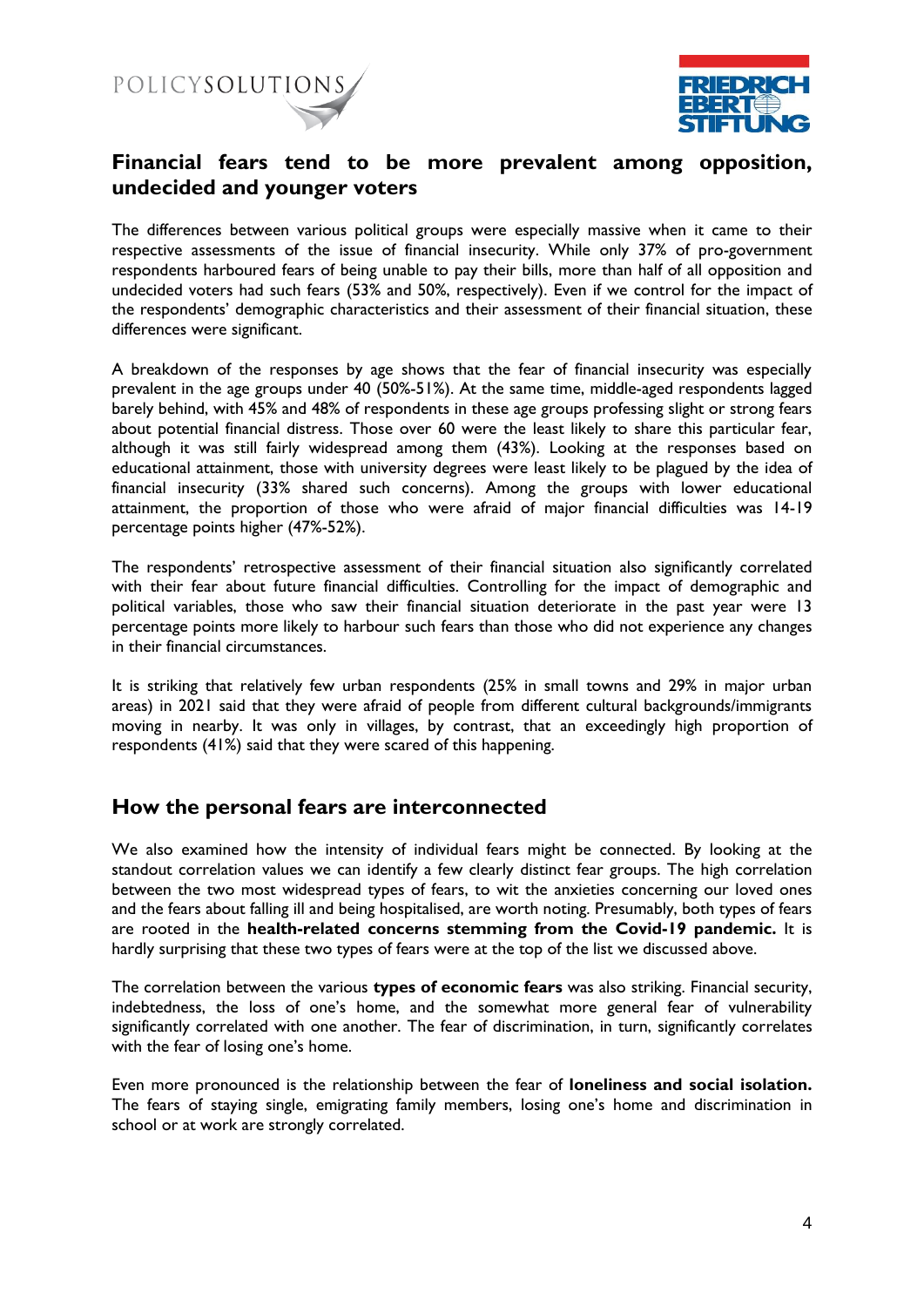## Financial fears tend to be more prevalent among opposition, undecided and younger voters

The differences between various political groups were especially massive when it came to their respective assessments of the issue of financial insecurity. While only 37% of pro-government respondents harboured fears of being unable to pay their bills, more than half of all opposition and undecided voters had such fears (53% and 50%, respectively). Even if we control for the impact of the respondents' demographic characteristics and their assessment of their financial situation, these differences were significant.

A breakdown of the responses by age shows that the fear of financial insecurity was especially prevalent in the age groups under 40 (50%-51%). At the same time, middle-aged respondents lagged barely behind, with 45% and 48% of respondents in these age groups professing slight or strong fears about potential financial distress. Those over 60 were the least likely to share this particular fear, although it was still fairly widespread among them (43%). Looking at the responses based on educational attainment, those with university degrees were least likely to be plagued by the idea of financial insecurity (33% shared such concerns). Among the groups with lower educational attainment, the proportion of those who were afraid of major financial difficulties was 14-19 percentage points higher (47%-52%).

The respondents' retrospective assessment of their financial situation also significantly correlated with their fear about future financial difficulties. Controlling for the impact of demographic and political variables, those who saw their financial situation deteriorate in the past year were 13 percentage points more likely to harbour such fears than those who did not experience any changes in their financial circumstances.

It is striking that relatively few urban respondents (25% in small towns and 29% in major urban areas) in 2021 said that they were afraid of people from different cultural backgrounds/immigrants moving in nearby. It was only in villages, by contrast, that an exceedingly high proportion of respondents (41%) said that they were scared of this happening.

## How the personal fears are interconnected

We also examined how the intensity of individual fears might be connected. By looking at the standout correlation values we can identify a few clearly distinct fear groups. The high correlation between the two most widespread types of fears, to wit the anxieties concerning our loved ones and the fears about falling ill and being hospitalised, are worth noting. Presumably, both types of fears are rooted in the **health-related concerns stemming from the Covid-19 pandemic.** It is hardly surprising that these two types of fears were at the top of the list we discussed above.

The correlation between the various **types of economic fears** was also striking. Financial security, indebtedness, the loss of one's home, and the somewhat more general fear of vulnerability significantly correlated with one another. The fear of discrimination, in turn, significantly correlates with the fear of losing one's home.

Even more pronounced is the relationship between the fear of **loneliness and social isolation.** The fears of staying single, emigrating family members, losing one's home and discrimination in school or at work are strongly correlated.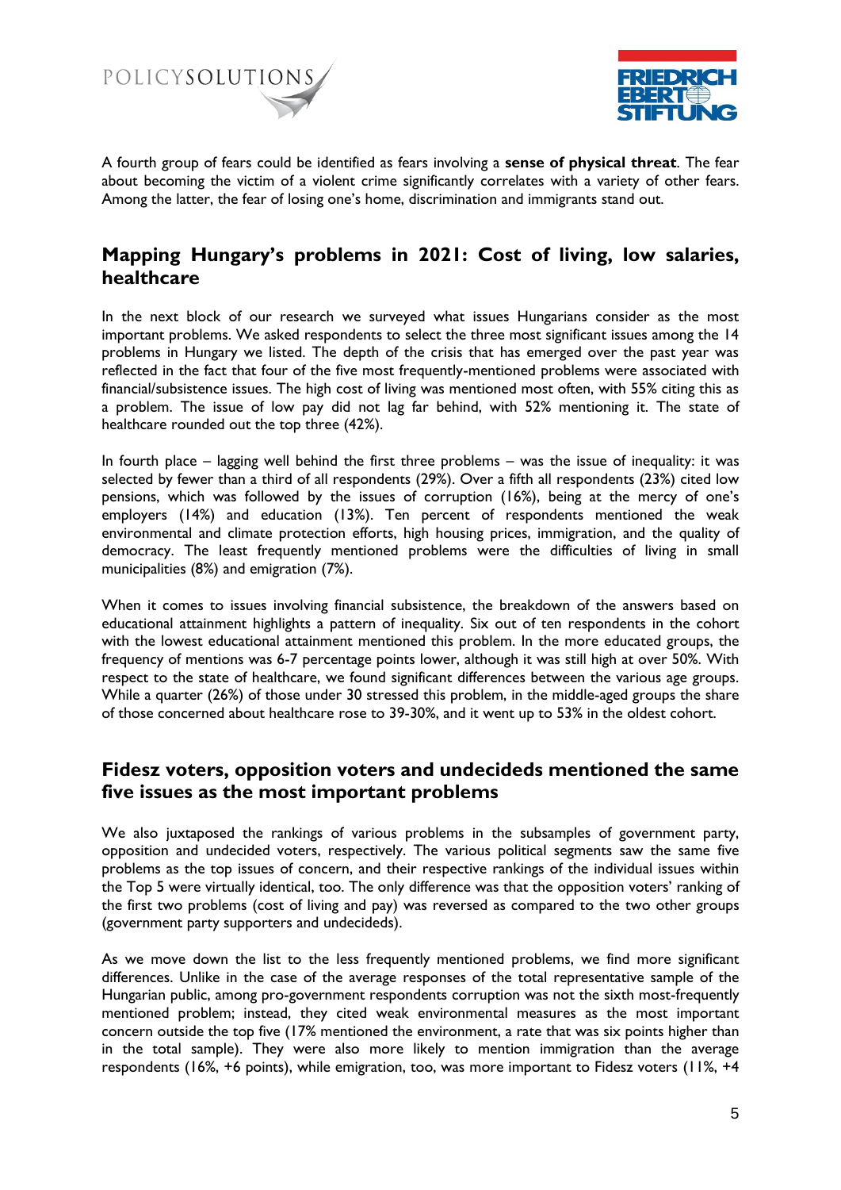A fourth group of fears could be identified as fears involving a **sense of physical threat**. The fear about becoming the victim of a violent crime significantly correlates with a variety of other fears. Among the latter, the fear of losing one's home, discrimination and immigrants stand out.

## Mapping Hungary's problems in 2021: Cost of living, low salaries, healthcare

In the next block of our research we surveyed what issues Hungarians consider as the most important problems. We asked respondents to select the three most significant issues among the 14 problems in Hungary we listed. The depth of the crisis that has emerged over the past year was reflected in the fact that four of the five most frequently-mentioned problems were associated with financial/subsistence issues. The high cost of living was mentioned most often, with 55% citing this as a problem. The issue of low pay did not lag far behind, with 52% mentioning it. The state of healthcare rounded out the top three (42%).

In fourth place – lagging well behind the first three problems – was the issue of inequality: it was selected by fewer than a third of all respondents (29%). Over a fifth all respondents (23%) cited low pensions, which was followed by the issues of corruption (16%), being at the mercy of one's employers (14%) and education (13%). Ten percent of respondents mentioned the weak environmental and climate protection efforts, high housing prices, immigration, and the quality of democracy. The least frequently mentioned problems were the difficulties of living in small municipalities (8%) and emigration (7%).

When it comes to issues involving financial subsistence, the breakdown of the answers based on educational attainment highlights a pattern of inequality. Six out of ten respondents in the cohort with the lowest educational attainment mentioned this problem. In the more educated groups, the frequency of mentions was 6-7 percentage points lower, although it was still high at over 50%. With respect to the state of healthcare, we found significant differences between the various age groups. While a quarter (26%) of those under 30 stressed this problem, in the middle-aged groups the share of those concerned about healthcare rose to 39-30%, and it went up to 53% in the oldest cohort.

## Fidesz voters, opposition voters and undecideds mentioned the same five issues as the most important problems

We also juxtaposed the rankings of various problems in the subsamples of government party, opposition and undecided voters, respectively. The various political segments saw the same five problems as the top issues of concern, and their respective rankings of the individual issues within the Top 5 were virtually identical, too. The only difference was that the opposition voters' ranking of the first two problems (cost of living and pay) was reversed as compared to the two other groups (government party supporters and undecideds).

As we move down the list to the less frequently mentioned problems, we find more significant differences. Unlike in the case of the average responses of the total representative sample of the Hungarian public, among pro-government respondents corruption was not the sixth most-frequently mentioned problem; instead, they cited weak environmental measures as the most important concern outside the top five (17% mentioned the environment, a rate that was six points higher than in the total sample). They were also more likely to mention immigration than the average respondents (16%, +6 points), while emigration, too, was more important to Fidesz voters (11%, +4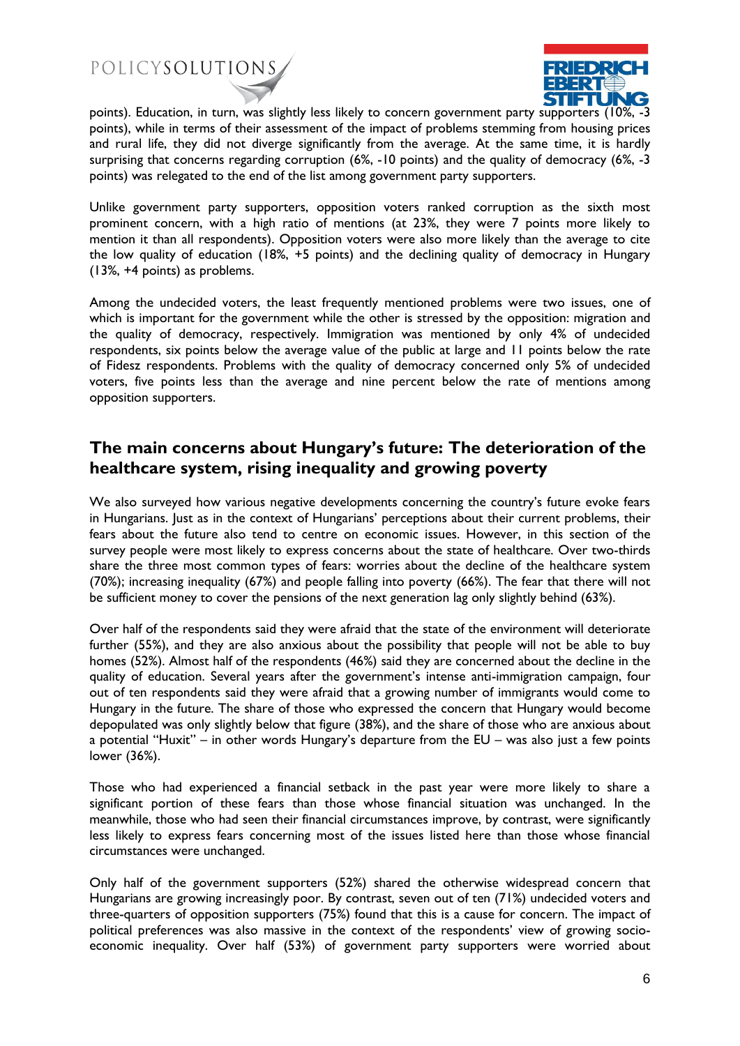points). Education, in turn, was slightly less likely to concern government party supporters (10%, -3 points), while in terms of their assessment of the impact of problems stemming from housing prices and rural life, they did not diverge significantly from the average. At the same time, it is hardly surprising that concerns regarding corruption (6%, -10 points) and the quality of democracy (6%, -3 points) was relegated to the end of the list among government party supporters.

Unlike government party supporters, opposition voters ranked corruption as the sixth most prominent concern, with a high ratio of mentions (at 23%, they were 7 points more likely to mention it than all respondents). Opposition voters were also more likely than the average to cite the low quality of education (18%, +5 points) and the declining quality of democracy in Hungary (13%, +4 points) as problems.

Among the undecided voters, the least frequently mentioned problems were two issues, one of which is important for the government while the other is stressed by the opposition: migration and the quality of democracy, respectively. Immigration was mentioned by only 4% of undecided respondents, six points below the average value of the public at large and 11 points below the rate of Fidesz respondents. Problems with the quality of democracy concerned only 5% of undecided voters, five points less than the average and nine percent below the rate of mentions among opposition supporters.

## The main concerns about Hungary's future: The deterioration of the healthcare system, rising inequality and growing poverty

We also surveyed how various negative developments concerning the country's future evoke fears in Hungarians. Just as in the context of Hungarians' perceptions about their current problems, their fears about the future also tend to centre on economic issues. However, in this section of the survey people were most likely to express concerns about the state of healthcare. Over two-thirds share the three most common types of fears: worries about the decline of the healthcare system (70%); increasing inequality (67%) and people falling into poverty (66%). The fear that there will not be sufficient money to cover the pensions of the next generation lag only slightly behind (63%).

Over half of the respondents said they were afraid that the state of the environment will deteriorate further (55%), and they are also anxious about the possibility that people will not be able to buy homes (52%). Almost half of the respondents (46%) said they are concerned about the decline in the quality of education. Several years after the government's intense anti-immigration campaign, four out of ten respondents said they were afraid that a growing number of immigrants would come to Hungary in the future. The share of those who expressed the concern that Hungary would become depopulated was only slightly below that figure (38%), and the share of those who are anxious about a potential "Huxit" – in other words Hungary's departure from the EU – was also just a few points lower (36%).

Those who had experienced a financial setback in the past year were more likely to share a significant portion of these fears than those whose financial situation was unchanged. In the meanwhile, those who had seen their financial circumstances improve, by contrast, were significantly less likely to express fears concerning most of the issues listed here than those whose financial circumstances were unchanged.

Only half of the government supporters (52%) shared the otherwise widespread concern that Hungarians are growing increasingly poor. By contrast, seven out of ten (71%) undecided voters and three-quarters of opposition supporters (75%) found that this is a cause for concern. The impact of political preferences was also massive in the context of the respondents' view of growing socio-economic inequality. Over half (53%) of government party supporters were worried about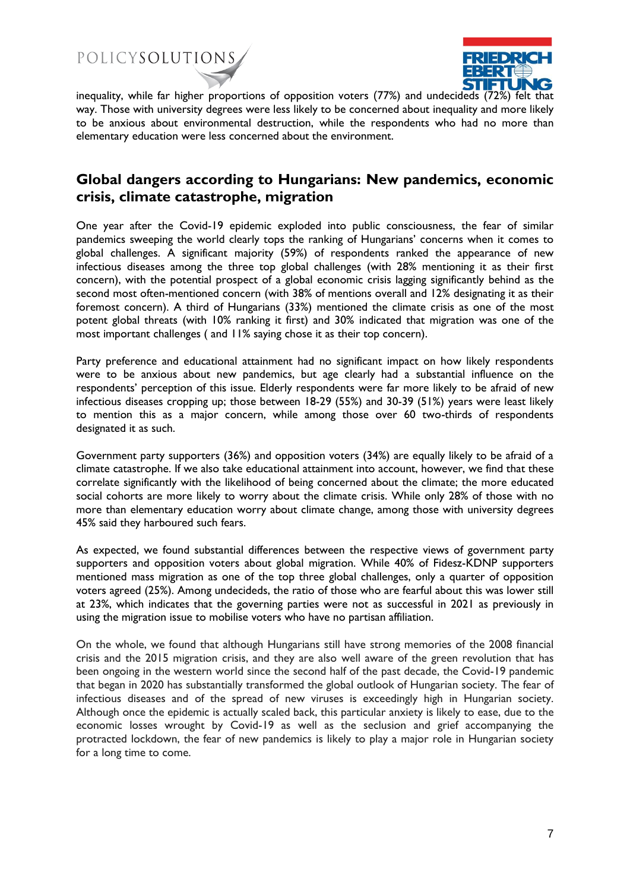inequality, while far higher proportions of opposition voters (77%) and undecideds (72%) felt that way. Those with university degrees were less likely to be concerned about inequality and more likely to be anxious about environmental destruction, while the respondents who had no more than elementary education were less concerned about the environment.

## Global dangers according to Hungarians: New pandemics, economic crisis, climate catastrophe, migration

One year after the Covid-19 epidemic exploded into public consciousness, the fear of similar pandemics sweeping the world clearly tops the ranking of Hungarians' concerns when it comes to global challenges. A significant majority (59%) of respondents ranked the appearance of new infectious diseases among the three top global challenges (with 28% mentioning it as their first concern), with the potential prospect of a global economic crisis lagging significantly behind as the second most often-mentioned concern (with 38% of mentions overall and 12% designating it as their foremost concern). A third of Hungarians (33%) mentioned the climate crisis as one of the most potent global threats (with 10% ranking it first) and 30% indicated that migration was one of the most important challenges ( and 11% saying chose it as their top concern).

Party preference and educational attainment had no significant impact on how likely respondents were to be anxious about new pandemics, but age clearly had a substantial influence on the respondents' perception of this issue. Elderly respondents were far more likely to be afraid of new infectious diseases cropping up; those between 18-29 (55%) and 30-39 (51%) years were least likely to mention this as a major concern, while among those over 60 two-thirds of respondents designated it as such.

Government party supporters (36%) and opposition voters (34%) are equally likely to be afraid of a climate catastrophe. If we also take educational attainment into account, however, we find that these correlate significantly with the likelihood of being concerned about the climate; the more educated social cohorts are more likely to worry about the climate crisis. While only 28% of those with no more than elementary education worry about climate change, among those with university degrees 45% said they harboured such fears.

As expected, we found substantial differences between the respective views of government party supporters and opposition voters about global migration. While 40% of Fidesz-KDNP supporters mentioned mass migration as one of the top three global challenges, only a quarter of opposition voters agreed (25%). Among undecideds, the ratio of those who are fearful about this was lower still at 23%, which indicates that the governing parties were not as successful in 2021 as previously in using the migration issue to mobilise voters who have no partisan affiliation.

On the whole, we found that although Hungarians still have strong memories of the 2008 financial crisis and the 2015 migration crisis, and they are also well aware of the green revolution that has been ongoing in the western world since the second half of the past decade, the Covid-19 pandemic that began in 2020 has substantially transformed the global outlook of Hungarian society. The fear of infectious diseases and of the spread of new viruses is exceedingly high in Hungarian society. Although once the epidemic is actually scaled back, this particular anxiety is likely to ease, due to the economic losses wrought by Covid-19 as well as the seclusion and grief accompanying the protracted lockdown, the fear of new pandemics is likely to play a major role in Hungarian society for a long time to come.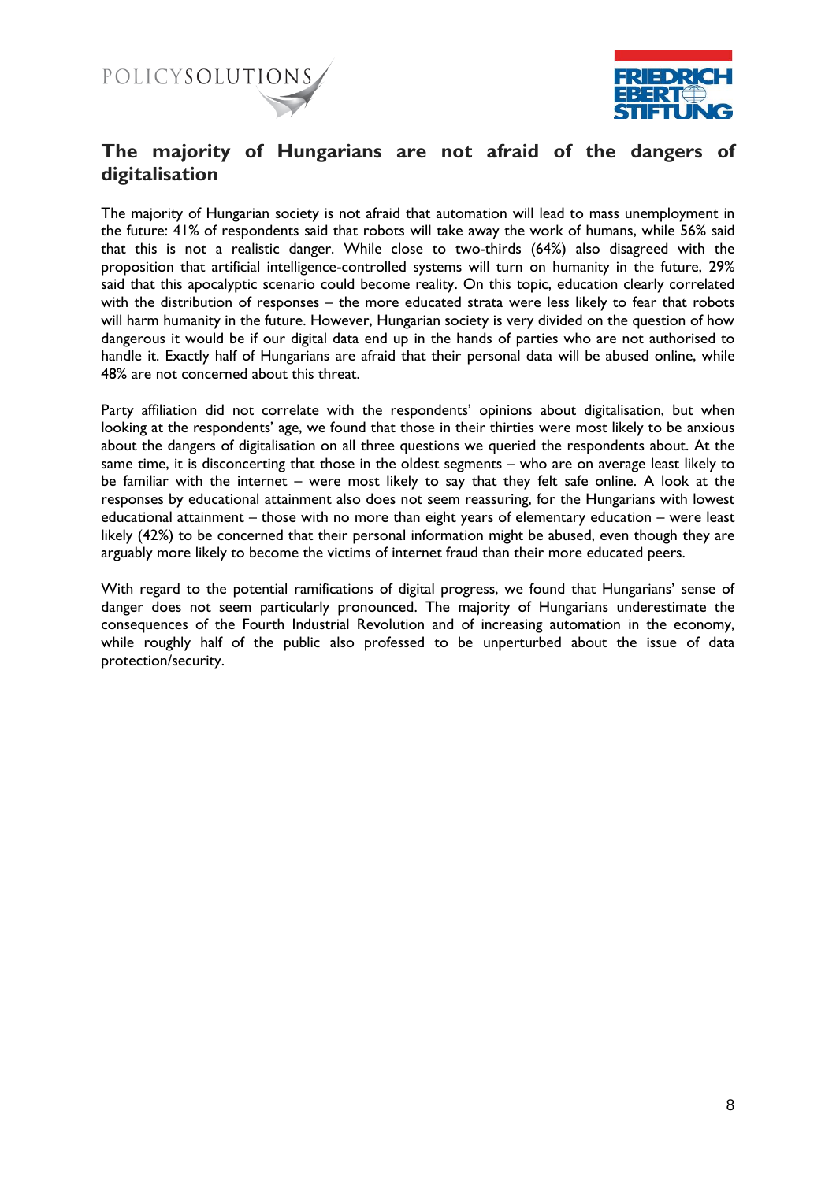## The majority of Hungarians are not afraid of the dangers of digitalisation

The majority of Hungarian society is not afraid that automation will lead to mass unemployment in the future: 41% of respondents said that robots will take away the work of humans, while 56% said that this is not a realistic danger. While close to two-thirds (64%) also disagreed with the proposition that artificial intelligence-controlled systems will turn on humanity in the future, 29% said that this apocalyptic scenario could become reality. On this topic, education clearly correlated with the distribution of responses – the more educated strata were less likely to fear that robots will harm humanity in the future. However, Hungarian society is very divided on the question of how dangerous it would be if our digital data end up in the hands of parties who are not authorised to handle it. Exactly half of Hungarians are afraid that their personal data will be abused online, while 48% are not concerned about this threat.

Party affiliation did not correlate with the respondents' opinions about digitalisation, but when looking at the respondents' age, we found that those in their thirties were most likely to be anxious about the dangers of digitalisation on all three questions we queried the respondents about. At the same time, it is disconcerting that those in the oldest segments – who are on average least likely to be familiar with the internet – were most likely to say that they felt safe online. A look at the responses by educational attainment also does not seem reassuring, for the Hungarians with lowest educational attainment – those with no more than eight years of elementary education – were least likely (42%) to be concerned that their personal information might be abused, even though they are arguably more likely to become the victims of internet fraud than their more educated peers.

With regard to the potential ramifications of digital progress, we found that Hungarians' sense of danger does not seem particularly pronounced. The majority of Hungarians underestimate the consequences of the Fourth Industrial Revolution and of increasing automation in the economy, while roughly half of the public also professed to be unperturbed about the issue of data protection/security.